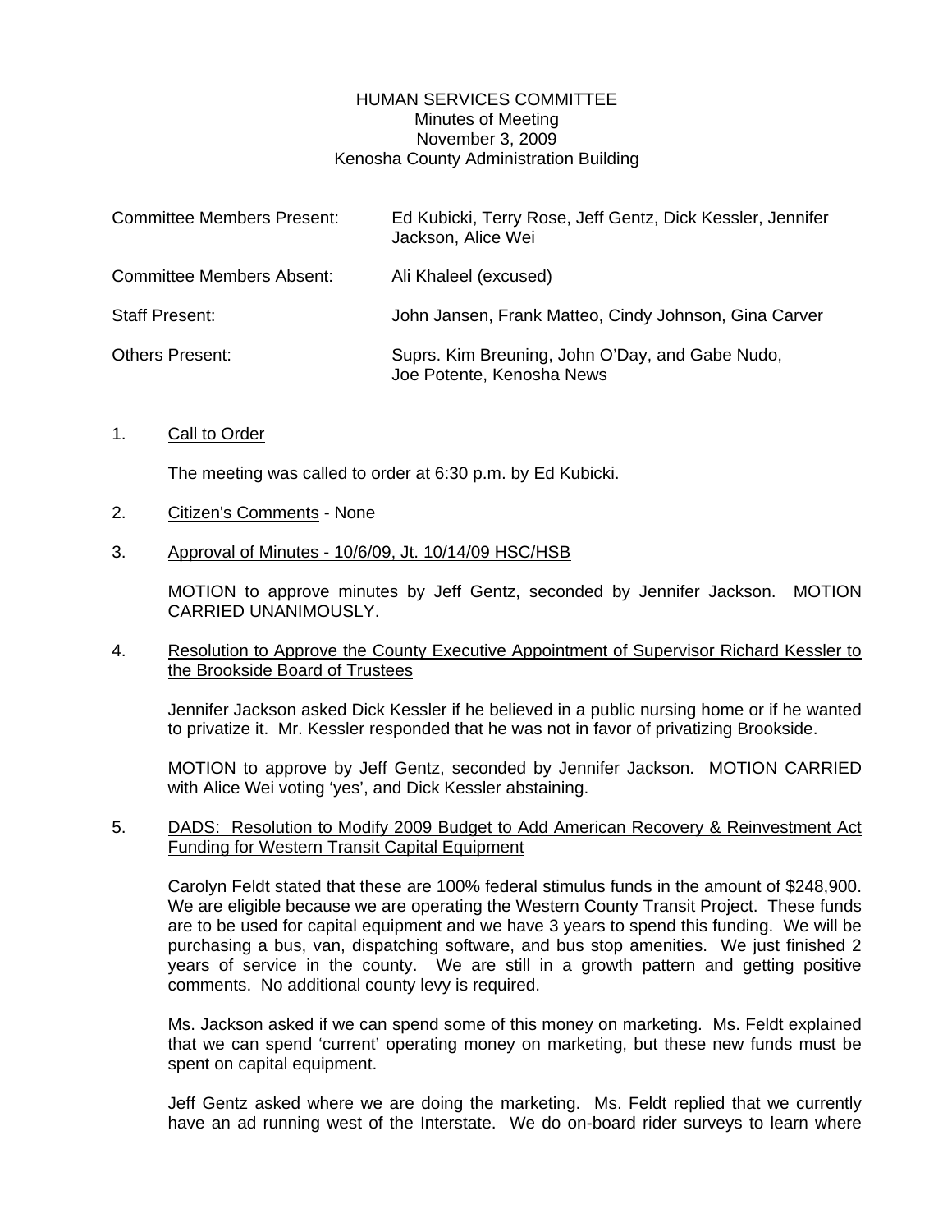# HUMAN SERVICES COMMITTEE

Minutes of Meeting
November 3, 2009
Kenosha County Administration Building

| | |
|---|---|
| Committee Members Present: | Ed Kubicki, Terry Rose, Jeff Gentz, Dick Kessler, Jennifer Jackson, Alice Wei |
| Committee Members Absent: | Ali Khaleel (excused) |
| Staff Present: | John Jansen, Frank Matteo, Cindy Johnson, Gina Carver |
| Others Present: | Suprs. Kim Breuning, John O'Day, and Gabe Nudo, Joe Potente, Kenosha News |

1. Call to Order

   The meeting was called to order at 6:30 p.m. by Ed Kubicki.

2. Citizen's Comments - None

3. Approval of Minutes - 10/6/09, Jt. 10/14/09 HSC/HSB

   MOTION to approve minutes by Jeff Gentz, seconded by Jennifer Jackson. MOTION CARRIED UNANIMOUSLY.

4. Resolution to Approve the County Executive Appointment of Supervisor Richard Kessler to the Brookside Board of Trustees

   Jennifer Jackson asked Dick Kessler if he believed in a public nursing home or if he wanted to privatize it. Mr. Kessler responded that he was not in favor of privatizing Brookside.

   MOTION to approve by Jeff Gentz, seconded by Jennifer Jackson. MOTION CARRIED with Alice Wei voting 'yes', and Dick Kessler abstaining.

5. DADS: Resolution to Modify 2009 Budget to Add American Recovery & Reinvestment Act Funding for Western Transit Capital Equipment

   Carolyn Feldt stated that these are 100% federal stimulus funds in the amount of $248,900. We are eligible because we are operating the Western County Transit Project. These funds are to be used for capital equipment and we have 3 years to spend this funding. We will be purchasing a bus, van, dispatching software, and bus stop amenities. We just finished 2 years of service in the county. We are still in a growth pattern and getting positive comments. No additional county levy is required.

   Ms. Jackson asked if we can spend some of this money on marketing. Ms. Feldt explained that we can spend 'current' operating money on marketing, but these new funds must be spent on capital equipment.

   Jeff Gentz asked where we are doing the marketing. Ms. Feldt replied that we currently have an ad running west of the Interstate. We do on-board rider surveys to learn where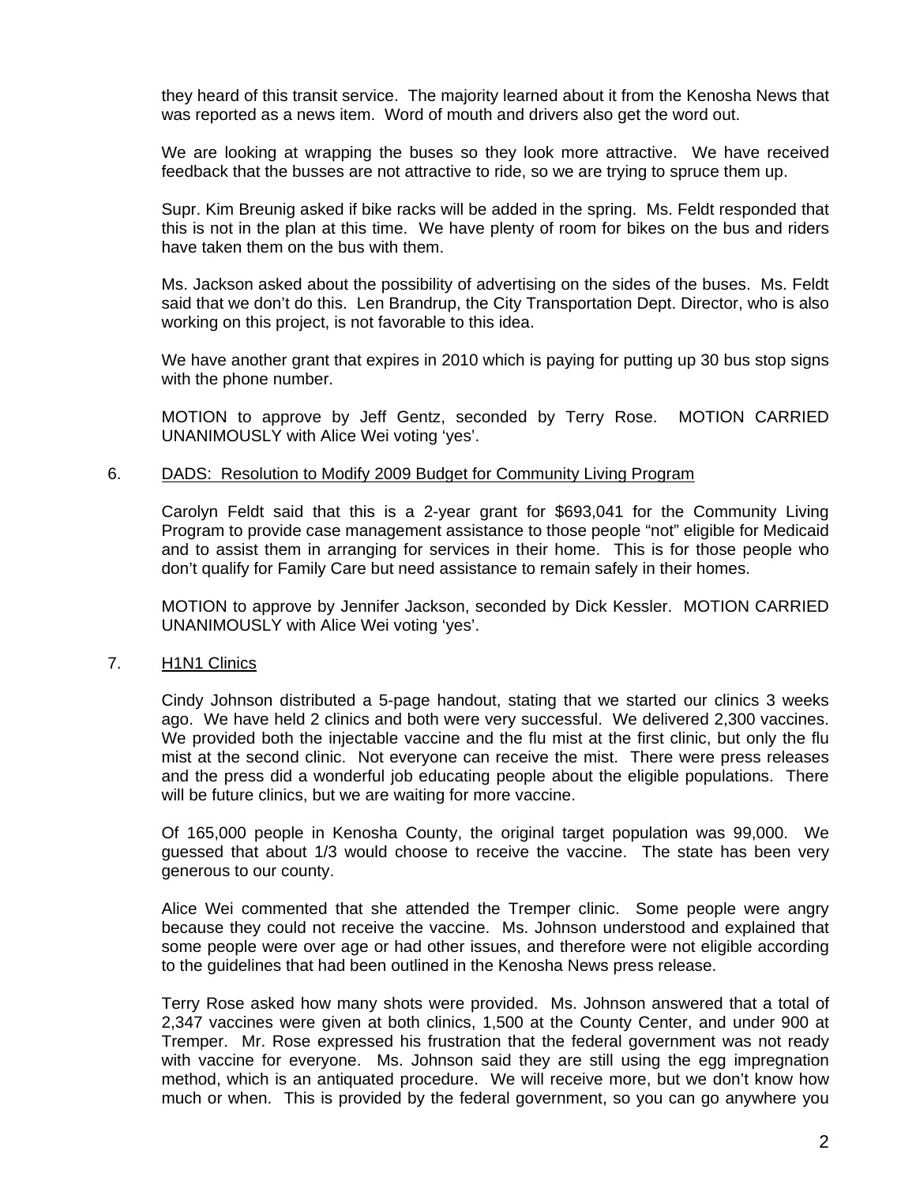they heard of this transit service. The majority learned about it from the Kenosha News that was reported as a news item. Word of mouth and drivers also get the word out.

We are looking at wrapping the buses so they look more attractive. We have received feedback that the busses are not attractive to ride, so we are trying to spruce them up.

Supr. Kim Breunig asked if bike racks will be added in the spring. Ms. Feldt responded that this is not in the plan at this time. We have plenty of room for bikes on the bus and riders have taken them on the bus with them.

Ms. Jackson asked about the possibility of advertising on the sides of the buses. Ms. Feldt said that we don't do this. Len Brandrup, the City Transportation Dept. Director, who is also working on this project, is not favorable to this idea.

We have another grant that expires in 2010 which is paying for putting up 30 bus stop signs with the phone number.

MOTION to approve by Jeff Gentz, seconded by Terry Rose. MOTION CARRIED UNANIMOUSLY with Alice Wei voting 'yes'.

6. DADS: Resolution to Modify 2009 Budget for Community Living Program

Carolyn Feldt said that this is a 2-year grant for $693,041 for the Community Living Program to provide case management assistance to those people "not" eligible for Medicaid and to assist them in arranging for services in their home. This is for those people who don't qualify for Family Care but need assistance to remain safely in their homes.

MOTION to approve by Jennifer Jackson, seconded by Dick Kessler. MOTION CARRIED UNANIMOUSLY with Alice Wei voting 'yes'.

7. H1N1 Clinics

Cindy Johnson distributed a 5-page handout, stating that we started our clinics 3 weeks ago. We have held 2 clinics and both were very successful. We delivered 2,300 vaccines. We provided both the injectable vaccine and the flu mist at the first clinic, but only the flu mist at the second clinic. Not everyone can receive the mist. There were press releases and the press did a wonderful job educating people about the eligible populations. There will be future clinics, but we are waiting for more vaccine.

Of 165,000 people in Kenosha County, the original target population was 99,000. We guessed that about 1/3 would choose to receive the vaccine. The state has been very generous to our county.

Alice Wei commented that she attended the Tremper clinic. Some people were angry because they could not receive the vaccine. Ms. Johnson understood and explained that some people were over age or had other issues, and therefore were not eligible according to the guidelines that had been outlined in the Kenosha News press release.

Terry Rose asked how many shots were provided. Ms. Johnson answered that a total of 2,347 vaccines were given at both clinics, 1,500 at the County Center, and under 900 at Tremper. Mr. Rose expressed his frustration that the federal government was not ready with vaccine for everyone. Ms. Johnson said they are still using the egg impregnation method, which is an antiquated procedure. We will receive more, but we don't know how much or when. This is provided by the federal government, so you can go anywhere you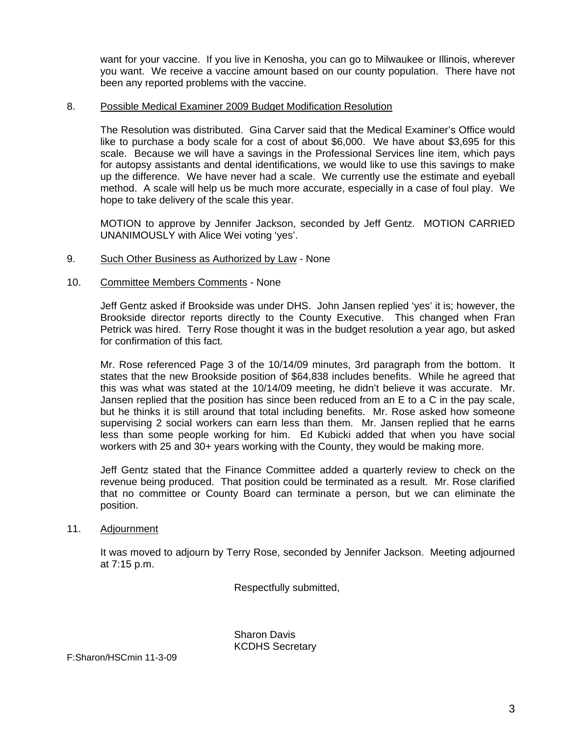want for your vaccine. If you live in Kenosha, you can go to Milwaukee or Illinois, wherever you want. We receive a vaccine amount based on our county population. There have not been any reported problems with the vaccine.

8. Possible Medical Examiner 2009 Budget Modification Resolution

   The Resolution was distributed. Gina Carver said that the Medical Examiner's Office would like to purchase a body scale for a cost of about $6,000. We have about $3,695 for this scale. Because we will have a savings in the Professional Services line item, which pays for autopsy assistants and dental identifications, we would like to use this savings to make up the difference. We have never had a scale. We currently use the estimate and eyeball method. A scale will help us be much more accurate, especially in a case of foul play. We hope to take delivery of the scale this year.

   MOTION to approve by Jennifer Jackson, seconded by Jeff Gentz. MOTION CARRIED UNANIMOUSLY with Alice Wei voting 'yes'.

9. Such Other Business as Authorized by Law - None

10. Committee Members Comments - None

   Jeff Gentz asked if Brookside was under DHS. John Jansen replied 'yes' it is; however, the Brookside director reports directly to the County Executive. This changed when Fran Petrick was hired. Terry Rose thought it was in the budget resolution a year ago, but asked for confirmation of this fact.

   Mr. Rose referenced Page 3 of the 10/14/09 minutes, 3rd paragraph from the bottom. It states that the new Brookside position of $64,838 includes benefits. While he agreed that this was what was stated at the 10/14/09 meeting, he didn't believe it was accurate. Mr. Jansen replied that the position has since been reduced from an E to a C in the pay scale, but he thinks it is still around that total including benefits. Mr. Rose asked how someone supervising 2 social workers can earn less than them. Mr. Jansen replied that he earns less than some people working for him. Ed Kubicki added that when you have social workers with 25 and 30+ years working with the County, they would be making more.

   Jeff Gentz stated that the Finance Committee added a quarterly review to check on the revenue being produced. That position could be terminated as a result. Mr. Rose clarified that no committee or County Board can terminate a person, but we can eliminate the position.

11. Adjournment

   It was moved to adjourn by Terry Rose, seconded by Jennifer Jackson. Meeting adjourned at 7:15 p.m.

Respectfully submitted,

Sharon Davis
KCDHS Secretary

F:Sharon/HSCmin 11-3-09